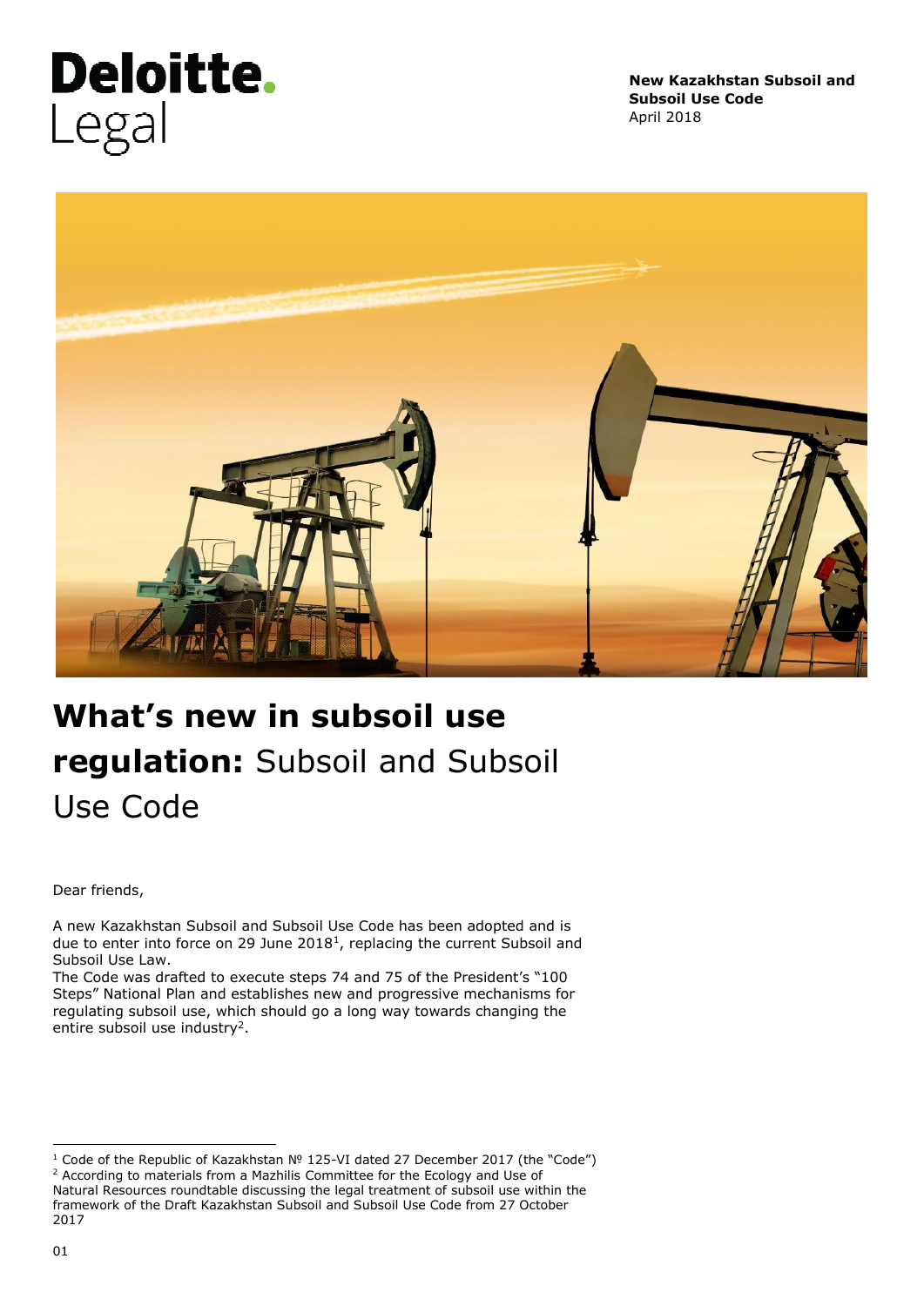Deloitte.
Legal

**New Kazakhstan Subsoil and Subsoil Use Code**
April 2018

# **What's new in subsoil use regulation:** Subsoil and Subsoil Use Code

Dear friends,

A new Kazakhstan Subsoil and Subsoil Use Code has been adopted and is due to enter into force on 29 June 2018[1], replacing the current Subsoil and Subsoil Use Law.
The Code was drafted to execute steps 74 and 75 of the President's "100 Steps" National Plan and establishes new and progressive mechanisms for regulating subsoil use, which should go a long way towards changing the entire subsoil use industry[2].

---

[1] Code of the Republic of Kazakhstan № 125-VI dated 27 December 2017 (the "Code")
[2] According to materials from a Mazhilis Committee for the Ecology and Use of Natural Resources roundtable discussing the legal treatment of subsoil use within the framework of the Draft Kazakhstan Subsoil and Subsoil Use Code from 27 October 2017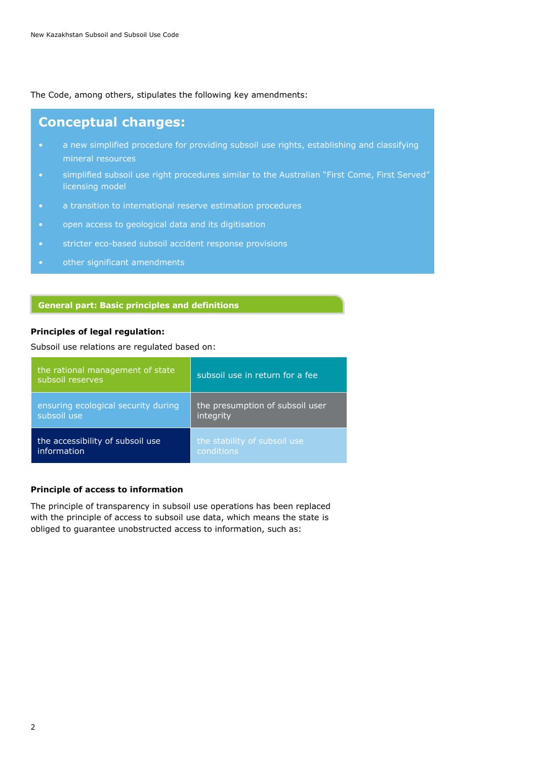The Code, among others, stipulates the following key amendments:

## Conceptual changes:

- a new simplified procedure for providing subsoil use rights, establishing and classifying mineral resources
- simplified subsoil use right procedures similar to the Australian "First Come, First Served" licensing model
- a transition to international reserve estimation procedures
- open access to geological data and its digitisation
- stricter eco-based subsoil accident response provisions
- other significant amendments

## General part: Basic principles and definitions

**Principles of legal regulation:**

Subsoil use relations are regulated based on:

| | |
|---|---|
| the rational management of state subsoil reserves | subsoil use in return for a fee |
| ensuring ecological security during subsoil use | the presumption of subsoil user integrity |
| the accessibility of subsoil use information | the stability of subsoil use conditions |

**Principle of access to information**

The principle of transparency in subsoil use operations has been replaced with the principle of access to subsoil use data, which means the state is obliged to guarantee unobstructed access to information, such as: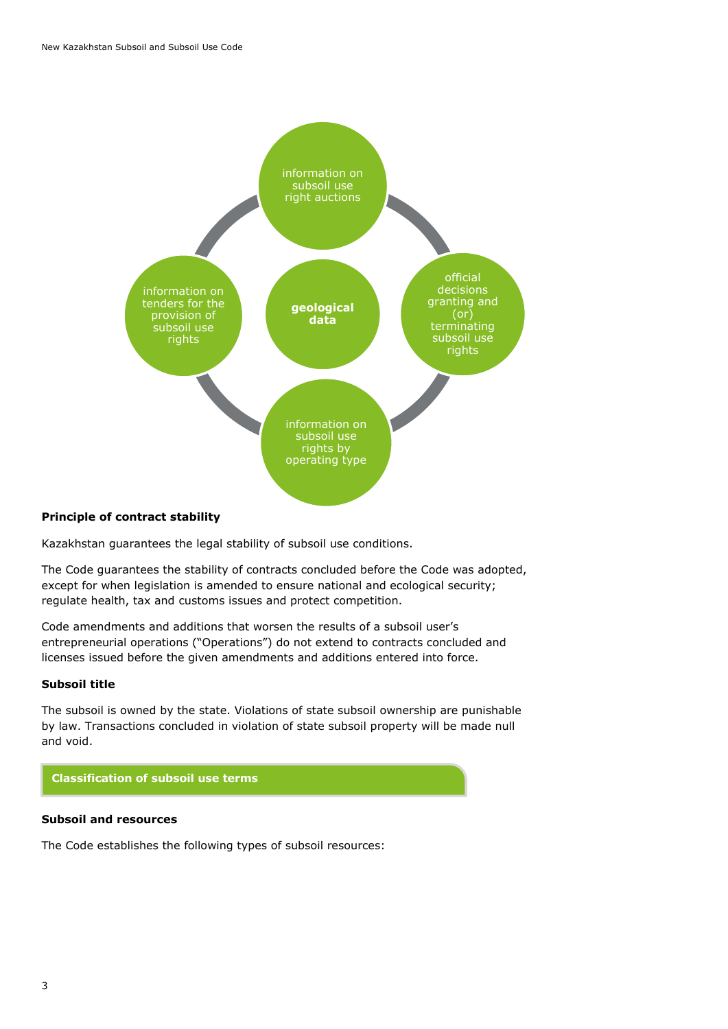information on subsoil use right auctions

official decisions granting and (or) terminating subsoil use rights

information on subsoil use rights by operating type

information on tenders for the provision of subsoil use rights

**geological data**

**Principle of contract stability**

Kazakhstan guarantees the legal stability of subsoil use conditions.

The Code guarantees the stability of contracts concluded before the Code was adopted, except for when legislation is amended to ensure national and ecological security; regulate health, tax and customs issues and protect competition.

Code amendments and additions that worsen the results of a subsoil user's entrepreneurial operations ("Operations") do not extend to contracts concluded and licenses issued before the given amendments and additions entered into force.

**Subsoil title**

The subsoil is owned by the state. Violations of state subsoil ownership are punishable by law. Transactions concluded in violation of state subsoil property will be made null and void.

## Classification of subsoil use terms

**Subsoil and resources**

The Code establishes the following types of subsoil resources: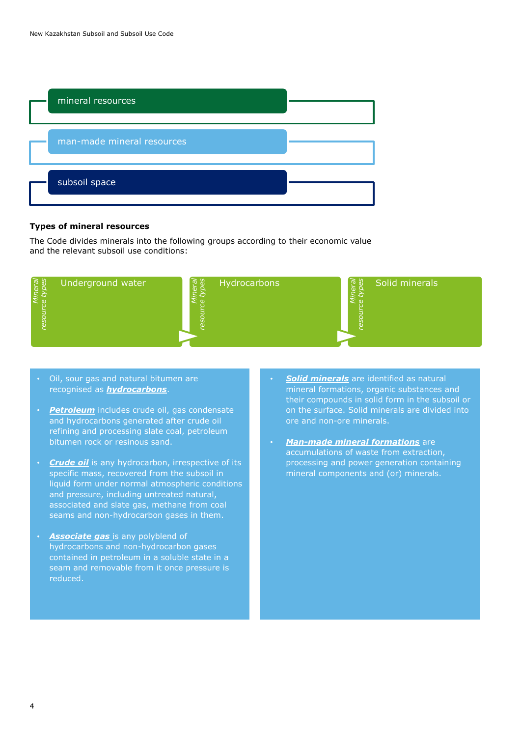- mineral resources
- man-made mineral resources
- subsoil space

**Types of mineral resources**

The Code divides minerals into the following groups according to their economic value and the relevant subsoil use conditions:

| Mineral resource types | Mineral resource types | Mineral resource types |
|---|---|---|
| Underground water | Hydrocarbons | Solid minerals |

- Oil, sour gas and natural bitumen are recognised as ***hydrocarbons***.
- ***Petroleum*** includes crude oil, gas condensate and hydrocarbons generated after crude oil refining and processing slate coal, petroleum bitumen rock or resinous sand.
- ***Crude oil*** is any hydrocarbon, irrespective of its specific mass, recovered from the subsoil in liquid form under normal atmospheric conditions and pressure, including untreated natural, associated and slate gas, methane from coal seams and non-hydrocarbon gases in them.
- ***Associate gas*** is any polyblend of hydrocarbons and non-hydrocarbon gases contained in petroleum in a soluble state in a seam and removable from it once pressure is reduced.

- ***Solid minerals*** are identified as natural mineral formations, organic substances and their compounds in solid form in the subsoil or on the surface. Solid minerals are divided into ore and non-ore minerals.
- ***Man-made mineral formations*** are accumulations of waste from extraction, processing and power generation containing mineral components and (or) minerals.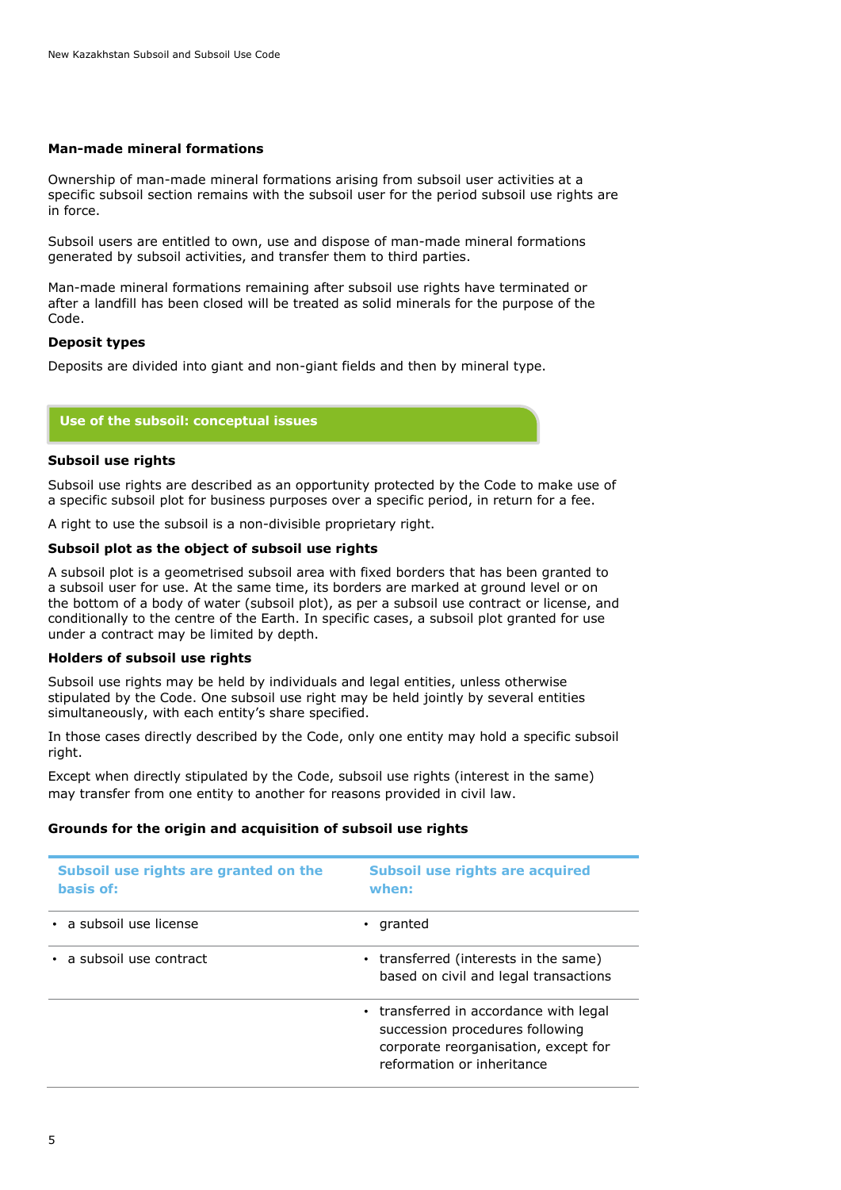### Man-made mineral formations

Ownership of man-made mineral formations arising from subsoil user activities at a specific subsoil section remains with the subsoil user for the period subsoil use rights are in force.

Subsoil users are entitled to own, use and dispose of man-made mineral formations generated by subsoil activities, and transfer them to third parties.

Man-made mineral formations remaining after subsoil use rights have terminated or after a landfill has been closed will be treated as solid minerals for the purpose of the Code.

### Deposit types

Deposits are divided into giant and non-giant fields and then by mineral type.

## Use of the subsoil: conceptual issues

### Subsoil use rights

Subsoil use rights are described as an opportunity protected by the Code to make use of a specific subsoil plot for business purposes over a specific period, in return for a fee.

A right to use the subsoil is a non-divisible proprietary right.

### Subsoil plot as the object of subsoil use rights

A subsoil plot is a geometrised subsoil area with fixed borders that has been granted to a subsoil user for use. At the same time, its borders are marked at ground level or on the bottom of a body of water (subsoil plot), as per a subsoil use contract or license, and conditionally to the centre of the Earth. In specific cases, a subsoil plot granted for use under a contract may be limited by depth.

### Holders of subsoil use rights

Subsoil use rights may be held by individuals and legal entities, unless otherwise stipulated by the Code. One subsoil use right may be held jointly by several entities simultaneously, with each entity's share specified.

In those cases directly described by the Code, only one entity may hold a specific subsoil right.

Except when directly stipulated by the Code, subsoil use rights (interest in the same) may transfer from one entity to another for reasons provided in civil law.

### Grounds for the origin and acquisition of subsoil use rights

| Subsoil use rights are granted on the basis of: | Subsoil use rights are acquired when: |
|---|---|
| • a subsoil use license | • granted |
| • a subsoil use contract | • transferred (interests in the same) based on civil and legal transactions |
| | • transferred in accordance with legal succession procedures following corporate reorganisation, except for reformation or inheritance |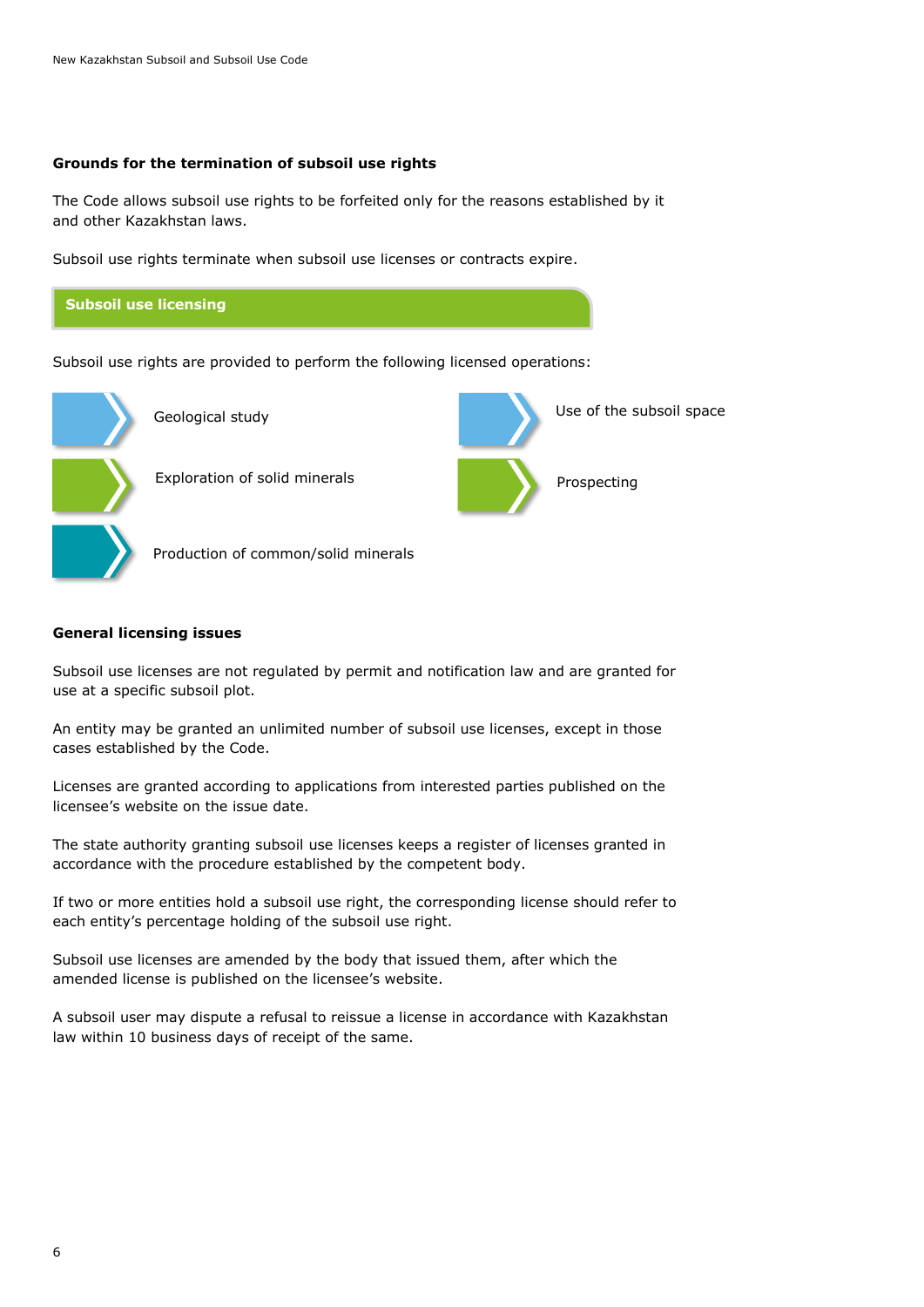### Grounds for the termination of subsoil use rights

The Code allows subsoil use rights to be forfeited only for the reasons established by it and other Kazakhstan laws.

Subsoil use rights terminate when subsoil use licenses or contracts expire.

## Subsoil use licensing

Subsoil use rights are provided to perform the following licensed operations:

- Geological study
- Use of the subsoil space
- Exploration of solid minerals
- Prospecting
- Production of common/solid minerals

### General licensing issues

Subsoil use licenses are not regulated by permit and notification law and are granted for use at a specific subsoil plot.

An entity may be granted an unlimited number of subsoil use licenses, except in those cases established by the Code.

Licenses are granted according to applications from interested parties published on the licensee's website on the issue date.

The state authority granting subsoil use licenses keeps a register of licenses granted in accordance with the procedure established by the competent body.

If two or more entities hold a subsoil use right, the corresponding license should refer to each entity's percentage holding of the subsoil use right.

Subsoil use licenses are amended by the body that issued them, after which the amended license is published on the licensee's website.

A subsoil user may dispute a refusal to reissue a license in accordance with Kazakhstan law within 10 business days of receipt of the same.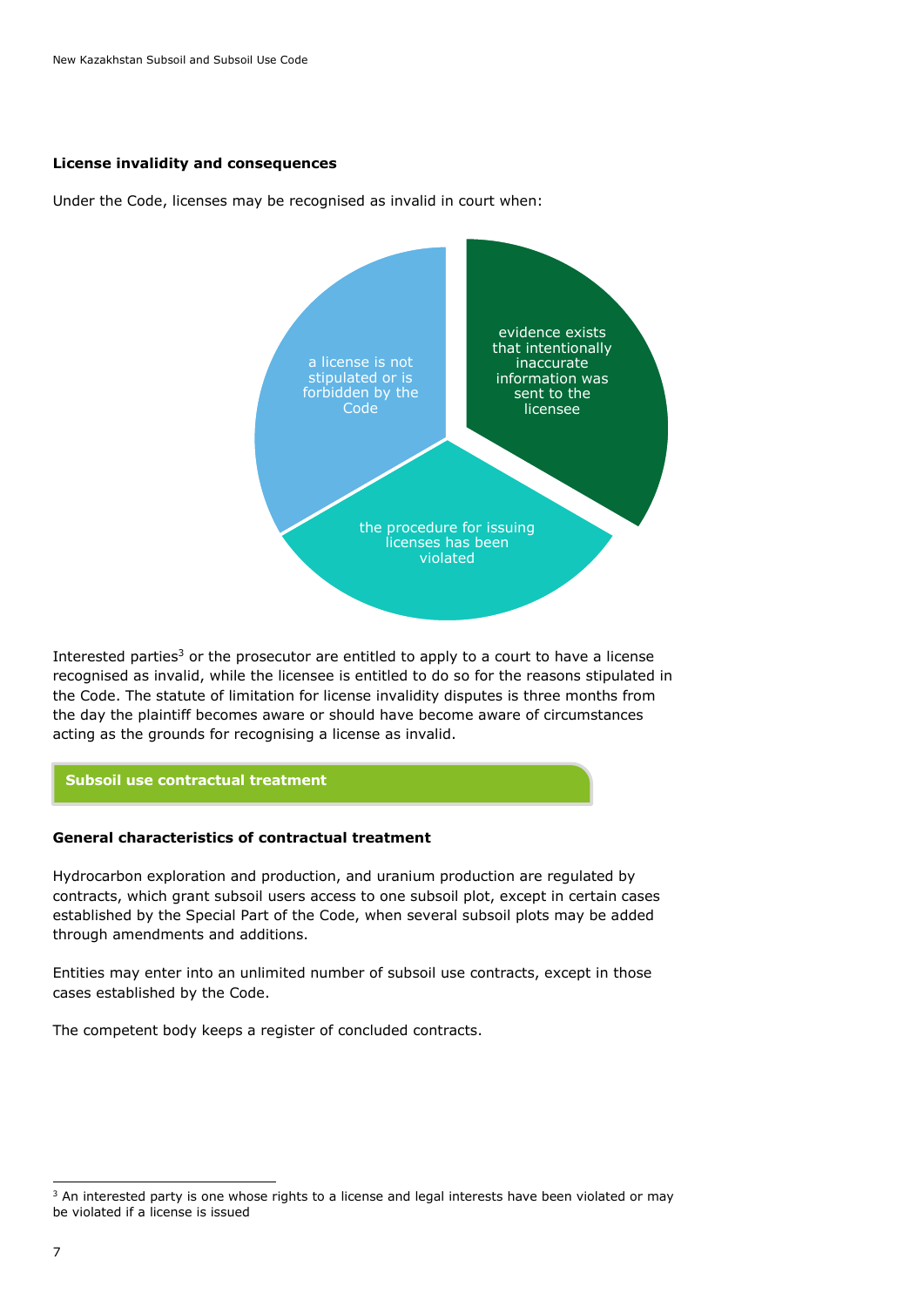### License invalidity and consequences

Under the Code, licenses may be recognised as invalid in court when:

- a license is not stipulated or is forbidden by the Code
- evidence exists that intentionally inaccurate information was sent to the licensee
- the procedure for issuing licenses has been violated

Interested parties[3] or the prosecutor are entitled to apply to a court to have a license recognised as invalid, while the licensee is entitled to do so for the reasons stipulated in the Code. The statute of limitation for license invalidity disputes is three months from the day the plaintiff becomes aware or should have become aware of circumstances acting as the grounds for recognising a license as invalid.

## Subsoil use contractual treatment

### General characteristics of contractual treatment

Hydrocarbon exploration and production, and uranium production are regulated by contracts, which grant subsoil users access to one subsoil plot, except in certain cases established by the Special Part of the Code, when several subsoil plots may be added through amendments and additions.

Entities may enter into an unlimited number of subsoil use contracts, except in those cases established by the Code.

The competent body keeps a register of concluded contracts.

---

[3] An interested party is one whose rights to a license and legal interests have been violated or may be violated if a license is issued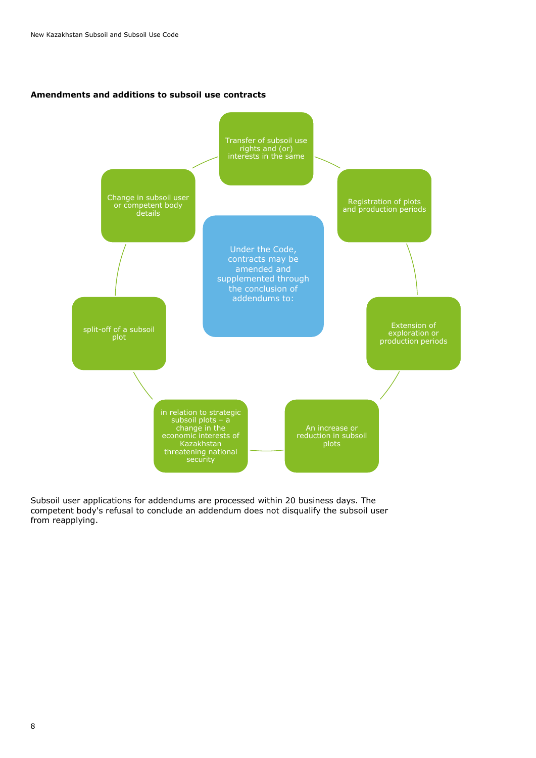**Amendments and additions to subsoil use contracts**

Under the Code, contracts may be amended and supplemented through the conclusion of addendums to:

- Transfer of subsoil use rights and (or) interests in the same
- Registration of plots and production periods
- Extension of exploration or production periods
- An increase or reduction in subsoil plots
- in relation to strategic subsoil plots – a change in the economic interests of Kazakhstan threatening national security
- split-off of a subsoil plot
- Change in subsoil user or competent body details

Subsoil user applications for addendums are processed within 20 business days. The competent body's refusal to conclude an addendum does not disqualify the subsoil user from reapplying.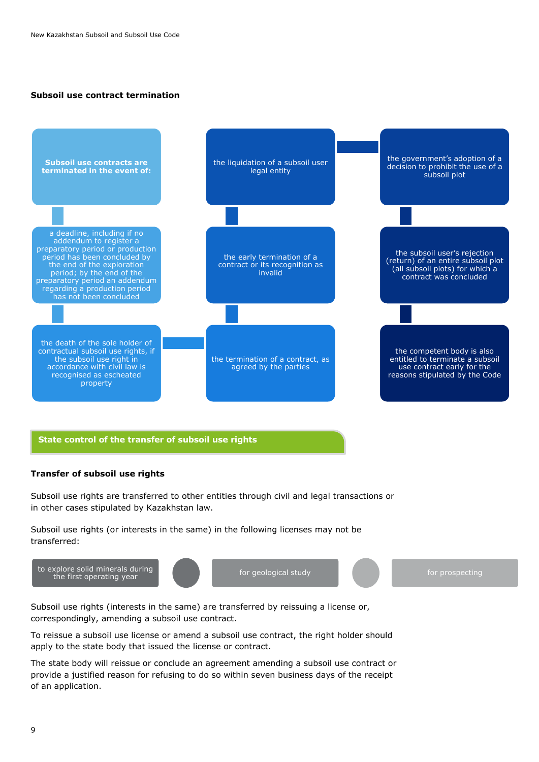### Subsoil use contract termination

**Subsoil use contracts are terminated in the event of:**

- a deadline, including if no addendum to register a preparatory period or production period has been concluded by the end of the exploration period; by the end of the preparatory period an addendum regarding a production period has not been concluded
- the death of the sole holder of contractual subsoil use rights, if the subsoil use right in accordance with civil law is recognised as escheated property
- the termination of a contract, as agreed by the parties
- the early termination of a contract or its recognition as invalid
- the liquidation of a subsoil user legal entity
- the government's adoption of a decision to prohibit the use of a subsoil plot
- the subsoil user's rejection (return) of an entire subsoil plot (all subsoil plots) for which a contract was concluded
- the competent body is also entitled to terminate a subsoil use contract early for the reasons stipulated by the Code

## State control of the transfer of subsoil use rights

### Transfer of subsoil use rights

Subsoil use rights are transferred to other entities through civil and legal transactions or in other cases stipulated by Kazakhstan law.

Subsoil use rights (or interests in the same) in the following licenses may not be transferred:

- to explore solid minerals during the first operating year
- for geological study
- for prospecting

Subsoil use rights (interests in the same) are transferred by reissuing a license or, correspondingly, amending a subsoil use contract.

To reissue a subsoil use license or amend a subsoil use contract, the right holder should apply to the state body that issued the license or contract.

The state body will reissue or conclude an agreement amending a subsoil use contract or provide a justified reason for refusing to do so within seven business days of the receipt of an application.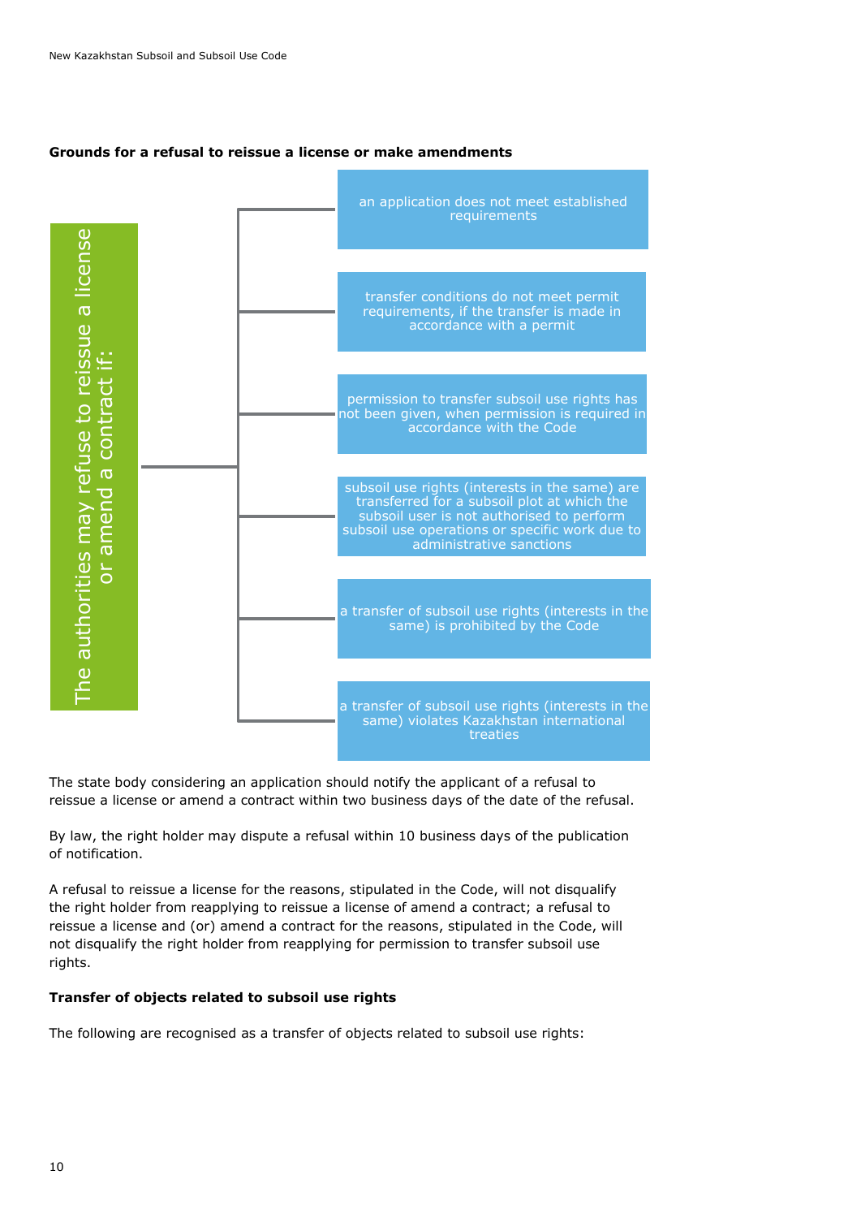**Grounds for a refusal to reissue a license or make amendments**

The authorities may refuse to reissue a license or amend a contract if:

- an application does not meet established requirements
- transfer conditions do not meet permit requirements, if the transfer is made in accordance with a permit
- permission to transfer subsoil use rights has not been given, when permission is required in accordance with the Code
- subsoil use rights (interests in the same) are transferred for a subsoil plot at which the subsoil user is not authorised to perform subsoil use operations or specific work due to administrative sanctions
- a transfer of subsoil use rights (interests in the same) is prohibited by the Code
- a transfer of subsoil use rights (interests in the same) violates Kazakhstan international treaties

The state body considering an application should notify the applicant of a refusal to reissue a license or amend a contract within two business days of the date of the refusal.

By law, the right holder may dispute a refusal within 10 business days of the publication of notification.

A refusal to reissue a license for the reasons, stipulated in the Code, will not disqualify the right holder from reapplying to reissue a license of amend a contract; a refusal to reissue a license and (or) amend a contract for the reasons, stipulated in the Code, will not disqualify the right holder from reapplying for permission to transfer subsoil use rights.

**Transfer of objects related to subsoil use rights**

The following are recognised as a transfer of objects related to subsoil use rights: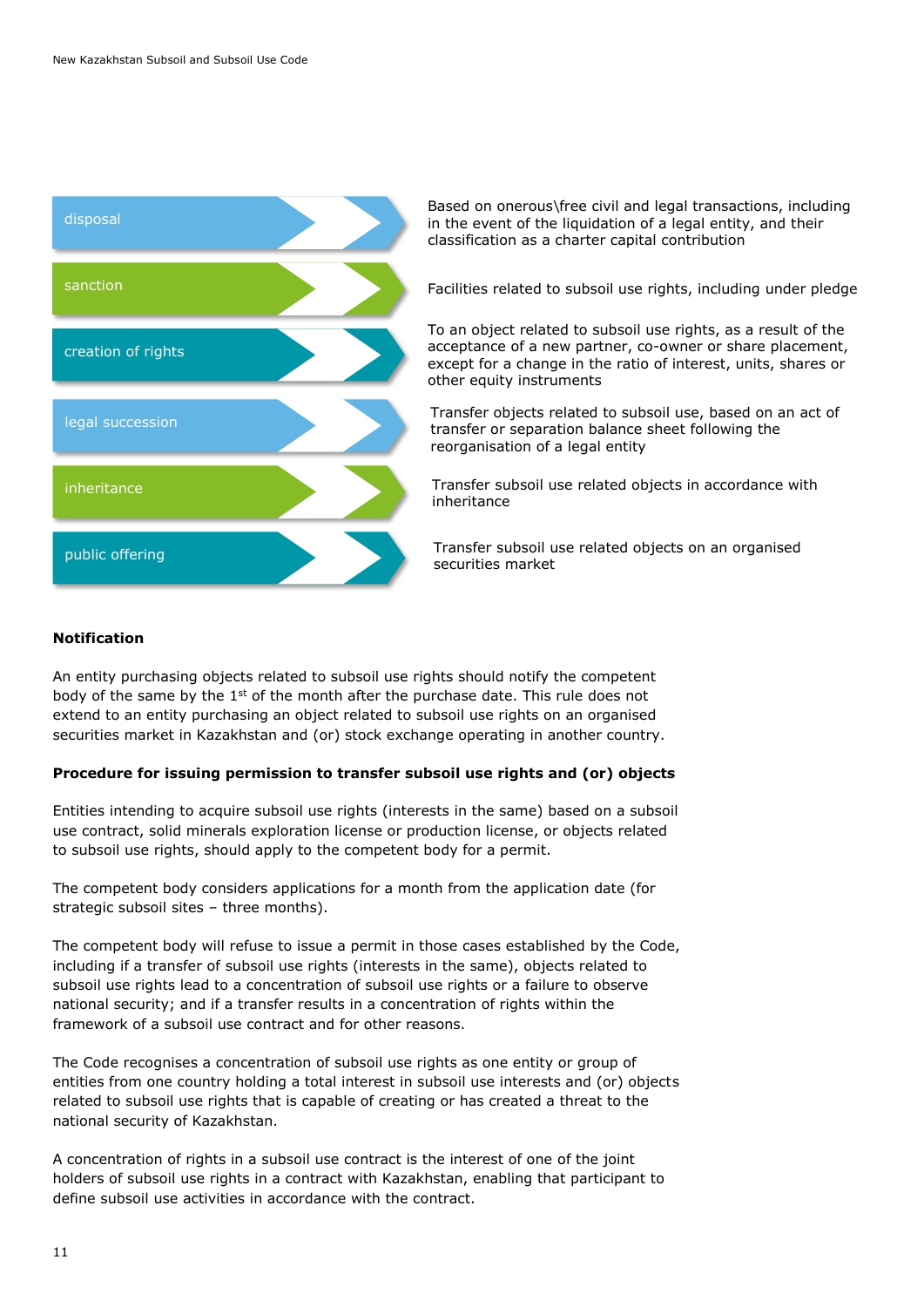| | |
|---|---|
| disposal | Based on onerous\free civil and legal transactions, including in the event of the liquidation of a legal entity, and their classification as a charter capital contribution |
| sanction | Facilities related to subsoil use rights, including under pledge |
| creation of rights | To an object related to subsoil use rights, as a result of the acceptance of a new partner, co-owner or share placement, except for a change in the ratio of interest, units, shares or other equity instruments |
| legal succession | Transfer objects related to subsoil use, based on an act of transfer or separation balance sheet following the reorganisation of a legal entity |
| inheritance | Transfer subsoil use related objects in accordance with inheritance |
| public offering | Transfer subsoil use related objects on an organised securities market |

**Notification**

An entity purchasing objects related to subsoil use rights should notify the competent body of the same by the 1st of the month after the purchase date. This rule does not extend to an entity purchasing an object related to subsoil use rights on an organised securities market in Kazakhstan and (or) stock exchange operating in another country.

**Procedure for issuing permission to transfer subsoil use rights and (or) objects**

Entities intending to acquire subsoil use rights (interests in the same) based on a subsoil use contract, solid minerals exploration license or production license, or objects related to subsoil use rights, should apply to the competent body for a permit.

The competent body considers applications for a month from the application date (for strategic subsoil sites – three months).

The competent body will refuse to issue a permit in those cases established by the Code, including if a transfer of subsoil use rights (interests in the same), objects related to subsoil use rights lead to a concentration of subsoil use rights or a failure to observe national security; and if a transfer results in a concentration of rights within the framework of a subsoil use contract and for other reasons.

The Code recognises a concentration of subsoil use rights as one entity or group of entities from one country holding a total interest in subsoil use interests and (or) objects related to subsoil use rights that is capable of creating or has created a threat to the national security of Kazakhstan.

A concentration of rights in a subsoil use contract is the interest of one of the joint holders of subsoil use rights in a contract with Kazakhstan, enabling that participant to define subsoil use activities in accordance with the contract.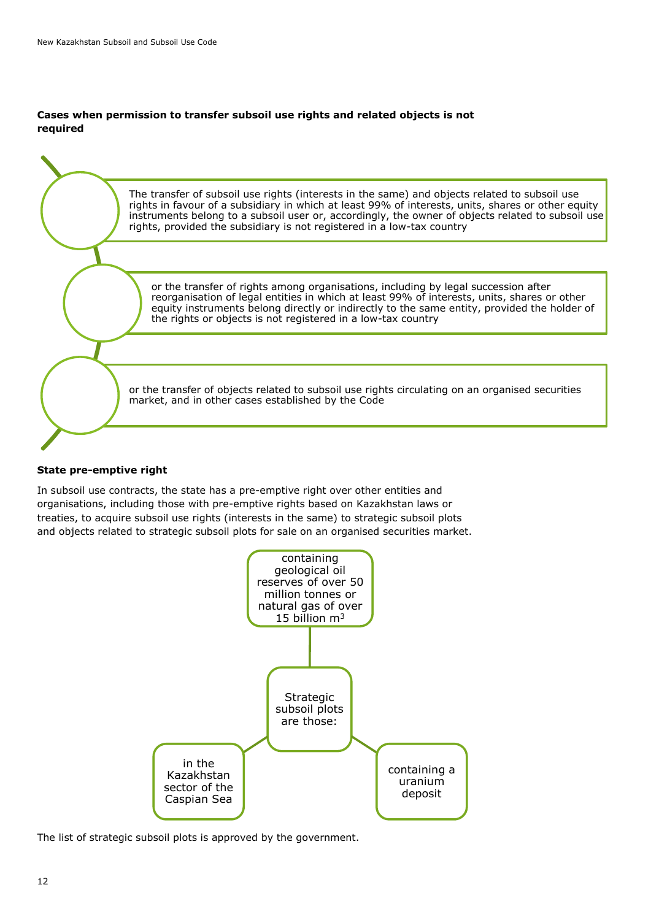**Cases when permission to transfer subsoil use rights and related objects is not required**

- The transfer of subsoil use rights (interests in the same) and objects related to subsoil use rights in favour of a subsidiary in which at least 99% of interests, units, shares or other equity instruments belong to a subsoil user or, accordingly, the owner of objects related to subsoil use rights, provided the subsidiary is not registered in a low-tax country
- or the transfer of rights among organisations, including by legal succession after reorganisation of legal entities in which at least 99% of interests, units, shares or other equity instruments belong directly or indirectly to the same entity, provided the holder of the rights or objects is not registered in a low-tax country
- or the transfer of objects related to subsoil use rights circulating on an organised securities market, and in other cases established by the Code

**State pre-emptive right**

In subsoil use contracts, the state has a pre-emptive right over other entities and organisations, including those with pre-emptive rights based on Kazakhstan laws or treaties, to acquire subsoil use rights (interests in the same) to strategic subsoil plots and objects related to strategic subsoil plots for sale on an organised securities market.

Strategic subsoil plots are those:

- containing geological oil reserves of over 50 million tonnes or natural gas of over 15 billion m$^3$
- in the Kazakhstan sector of the Caspian Sea
- containing a uranium deposit

The list of strategic subsoil plots is approved by the government.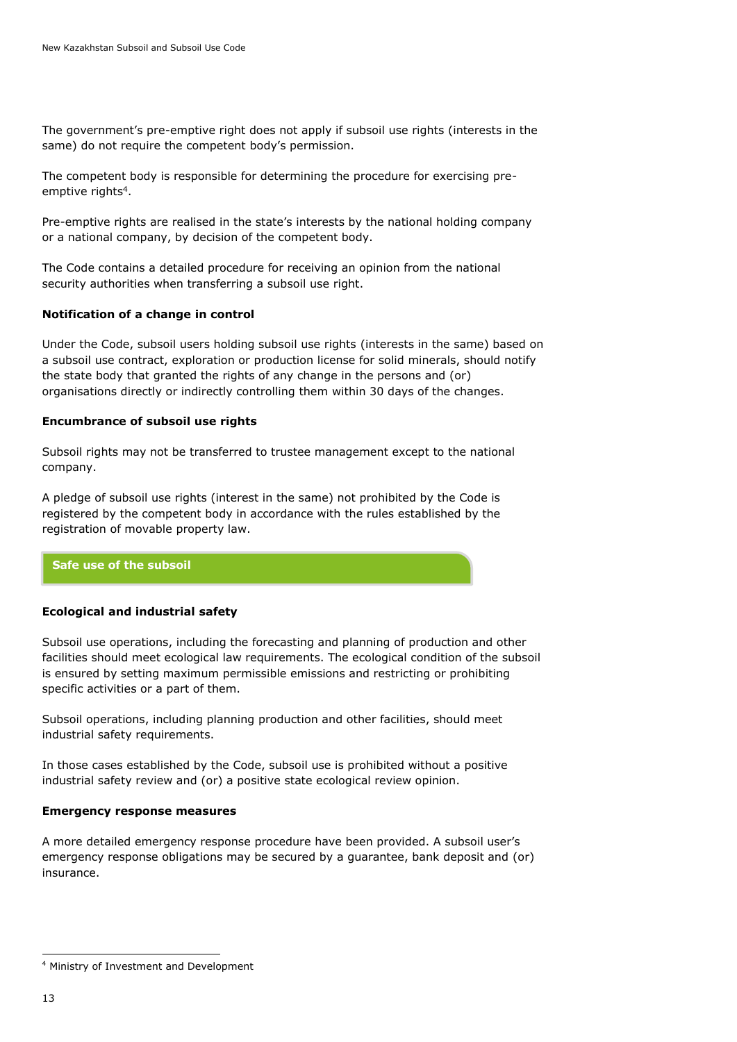The government's pre-emptive right does not apply if subsoil use rights (interests in the same) do not require the competent body's permission.

The competent body is responsible for determining the procedure for exercising pre-emptive rights[4].

Pre-emptive rights are realised in the state's interests by the national holding company or a national company, by decision of the competent body.

The Code contains a detailed procedure for receiving an opinion from the national security authorities when transferring a subsoil use right.

**Notification of a change in control**

Under the Code, subsoil users holding subsoil use rights (interests in the same) based on a subsoil use contract, exploration or production license for solid minerals, should notify the state body that granted the rights of any change in the persons and (or) organisations directly or indirectly controlling them within 30 days of the changes.

**Encumbrance of subsoil use rights**

Subsoil rights may not be transferred to trustee management except to the national company.

A pledge of subsoil use rights (interest in the same) not prohibited by the Code is registered by the competent body in accordance with the rules established by the registration of movable property law.

## Safe use of the subsoil

**Ecological and industrial safety**

Subsoil use operations, including the forecasting and planning of production and other facilities should meet ecological law requirements. The ecological condition of the subsoil is ensured by setting maximum permissible emissions and restricting or prohibiting specific activities or a part of them.

Subsoil operations, including planning production and other facilities, should meet industrial safety requirements.

In those cases established by the Code, subsoil use is prohibited without a positive industrial safety review and (or) a positive state ecological review opinion.

**Emergency response measures**

A more detailed emergency response procedure have been provided. A subsoil user's emergency response obligations may be secured by a guarantee, bank deposit and (or) insurance.

[4] Ministry of Investment and Development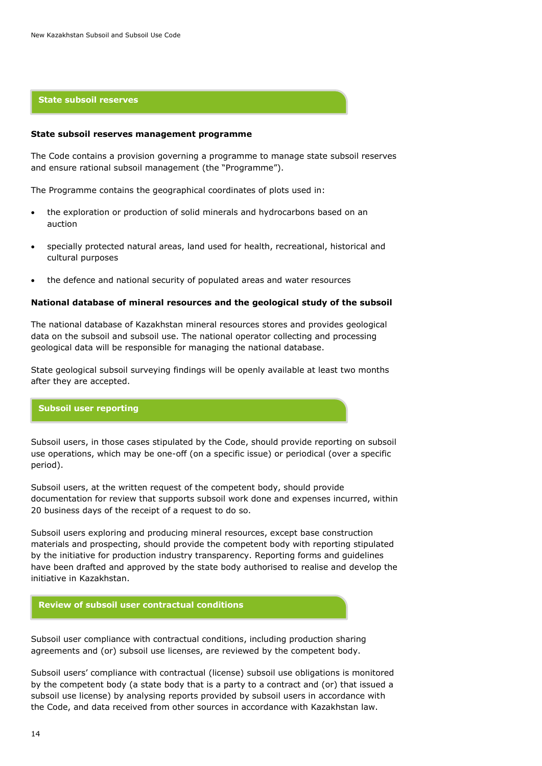## State subsoil reserves

### State subsoil reserves management programme

The Code contains a provision governing a programme to manage state subsoil reserves and ensure rational subsoil management (the "Programme").

The Programme contains the geographical coordinates of plots used in:

- the exploration or production of solid minerals and hydrocarbons based on an auction
- specially protected natural areas, land used for health, recreational, historical and cultural purposes
- the defence and national security of populated areas and water resources

### National database of mineral resources and the geological study of the subsoil

The national database of Kazakhstan mineral resources stores and provides geological data on the subsoil and subsoil use. The national operator collecting and processing geological data will be responsible for managing the national database.

State geological subsoil surveying findings will be openly available at least two months after they are accepted.

## Subsoil user reporting

Subsoil users, in those cases stipulated by the Code, should provide reporting on subsoil use operations, which may be one-off (on a specific issue) or periodical (over a specific period).

Subsoil users, at the written request of the competent body, should provide documentation for review that supports subsoil work done and expenses incurred, within 20 business days of the receipt of a request to do so.

Subsoil users exploring and producing mineral resources, except base construction materials and prospecting, should provide the competent body with reporting stipulated by the initiative for production industry transparency. Reporting forms and guidelines have been drafted and approved by the state body authorised to realise and develop the initiative in Kazakhstan.

## Review of subsoil user contractual conditions

Subsoil user compliance with contractual conditions, including production sharing agreements and (or) subsoil use licenses, are reviewed by the competent body.

Subsoil users' compliance with contractual (license) subsoil use obligations is monitored by the competent body (a state body that is a party to a contract and (or) that issued a subsoil use license) by analysing reports provided by subsoil users in accordance with the Code, and data received from other sources in accordance with Kazakhstan law.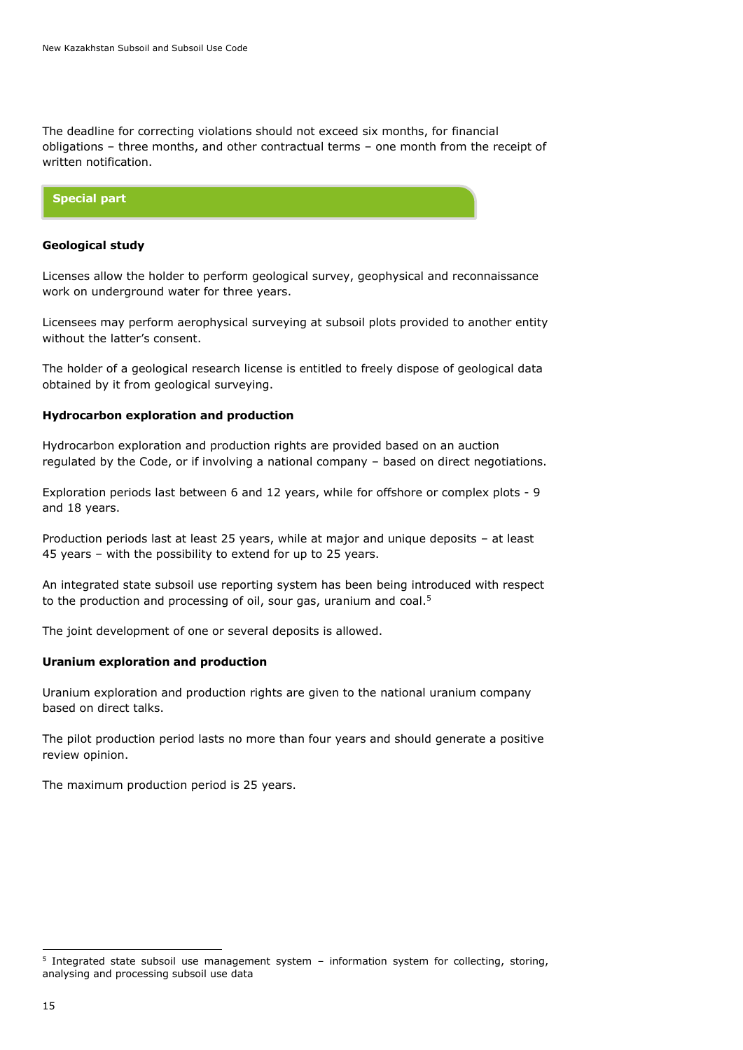The deadline for correcting violations should not exceed six months, for financial obligations – three months, and other contractual terms – one month from the receipt of written notification.

## Special part

### Geological study

Licenses allow the holder to perform geological survey, geophysical and reconnaissance work on underground water for three years.

Licensees may perform aerophysical surveying at subsoil plots provided to another entity without the latter's consent.

The holder of a geological research license is entitled to freely dispose of geological data obtained by it from geological surveying.

### Hydrocarbon exploration and production

Hydrocarbon exploration and production rights are provided based on an auction regulated by the Code, or if involving a national company – based on direct negotiations.

Exploration periods last between 6 and 12 years, while for offshore or complex plots - 9 and 18 years.

Production periods last at least 25 years, while at major and unique deposits – at least 45 years – with the possibility to extend for up to 25 years.

An integrated state subsoil use reporting system has been being introduced with respect to the production and processing of oil, sour gas, uranium and coal.[5]

The joint development of one or several deposits is allowed.

### Uranium exploration and production

Uranium exploration and production rights are given to the national uranium company based on direct talks.

The pilot production period lasts no more than four years and should generate a positive review opinion.

The maximum production period is 25 years.

---

[5] Integrated state subsoil use management system – information system for collecting, storing, analysing and processing subsoil use data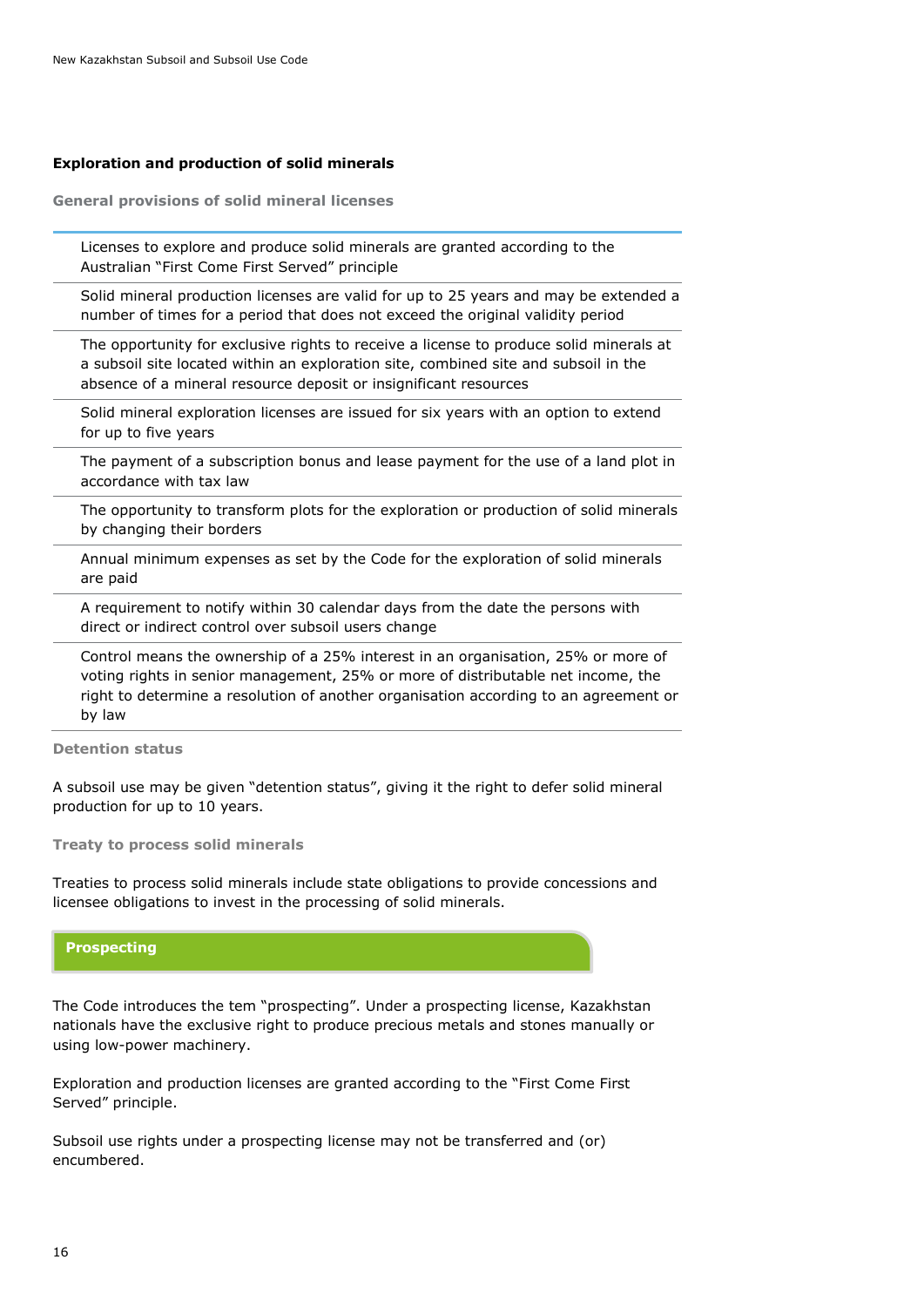## Exploration and production of solid minerals

### General provisions of solid mineral licenses

- Licenses to explore and produce solid minerals are granted according to the Australian "First Come First Served" principle
- Solid mineral production licenses are valid for up to 25 years and may be extended a number of times for a period that does not exceed the original validity period
- The opportunity for exclusive rights to receive a license to produce solid minerals at a subsoil site located within an exploration site, combined site and subsoil in the absence of a mineral resource deposit or insignificant resources
- Solid mineral exploration licenses are issued for six years with an option to extend for up to five years
- The payment of a subscription bonus and lease payment for the use of a land plot in accordance with tax law
- The opportunity to transform plots for the exploration or production of solid minerals by changing their borders
- Annual minimum expenses as set by the Code for the exploration of solid minerals are paid
- A requirement to notify within 30 calendar days from the date the persons with direct or indirect control over subsoil users change
- Control means the ownership of a 25% interest in an organisation, 25% or more of voting rights in senior management, 25% or more of distributable net income, the right to determine a resolution of another organisation according to an agreement or by law

### Detention status

A subsoil use may be given "detention status", giving it the right to defer solid mineral production for up to 10 years.

### Treaty to process solid minerals

Treaties to process solid minerals include state obligations to provide concessions and licensee obligations to invest in the processing of solid minerals.

## Prospecting

The Code introduces the tem "prospecting". Under a prospecting license, Kazakhstan nationals have the exclusive right to produce precious metals and stones manually or using low-power machinery.

Exploration and production licenses are granted according to the "First Come First Served" principle.

Subsoil use rights under a prospecting license may not be transferred and (or) encumbered.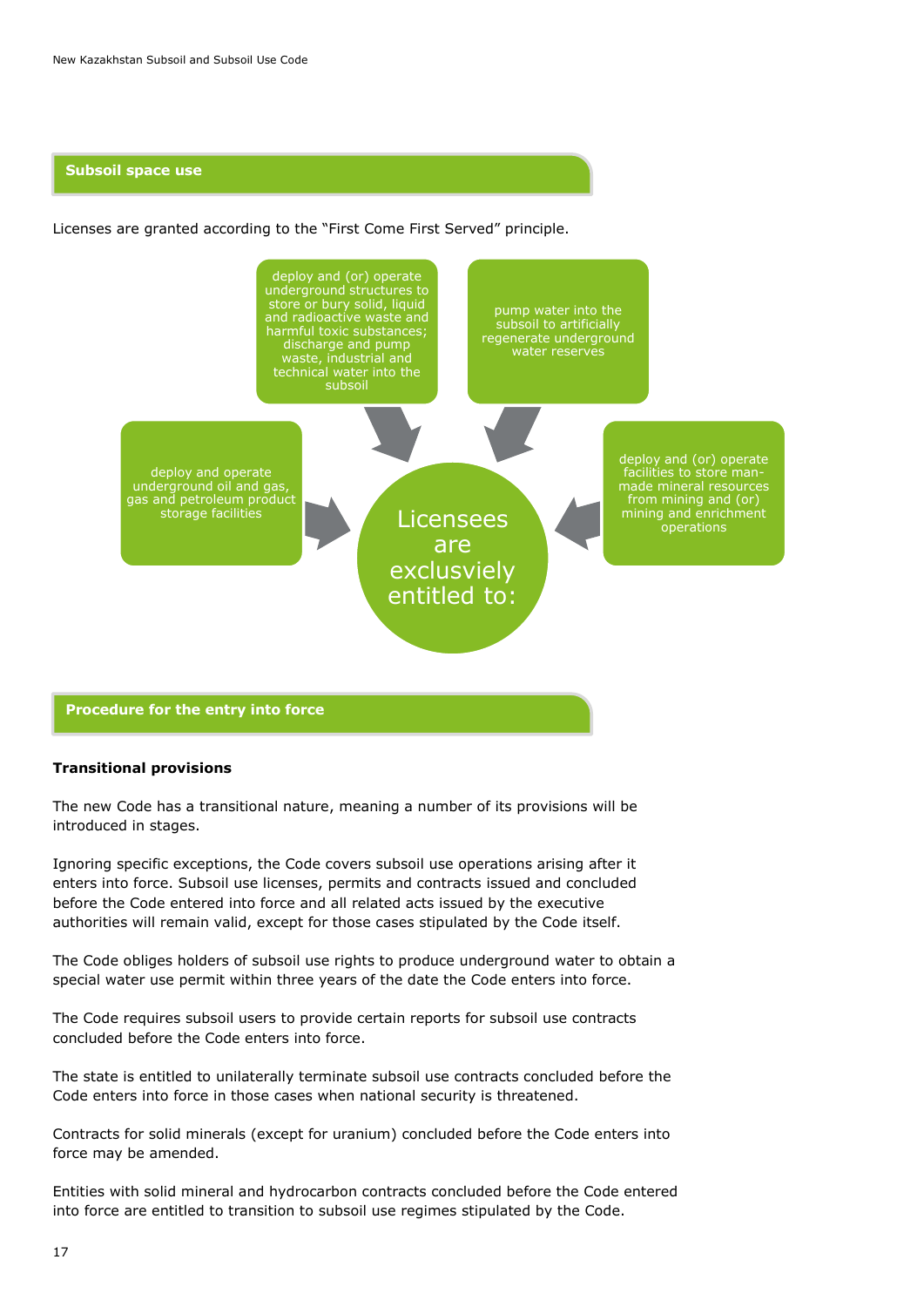## Subsoil space use

Licenses are granted according to the "First Come First Served" principle.

**Licensees are exclusviely entitled to:**

- deploy and (or) operate underground structures to store or bury solid, liquid and radioactive waste and harmful toxic substances; discharge and pump waste, industrial and technical water into the subsoil
- pump water into the subsoil to artificially regenerate underground water reserves
- deploy and operate underground oil and gas, gas and petroleum product storage facilities
- deploy and (or) operate facilities to store man-made mineral resources from mining and (or) mining and enrichment operations

## Procedure for the entry into force

**Transitional provisions**

The new Code has a transitional nature, meaning a number of its provisions will be introduced in stages.

Ignoring specific exceptions, the Code covers subsoil use operations arising after it enters into force. Subsoil use licenses, permits and contracts issued and concluded before the Code entered into force and all related acts issued by the executive authorities will remain valid, except for those cases stipulated by the Code itself.

The Code obliges holders of subsoil use rights to produce underground water to obtain a special water use permit within three years of the date the Code enters into force.

The Code requires subsoil users to provide certain reports for subsoil use contracts concluded before the Code enters into force.

The state is entitled to unilaterally terminate subsoil use contracts concluded before the Code enters into force in those cases when national security is threatened.

Contracts for solid minerals (except for uranium) concluded before the Code enters into force may be amended.

Entities with solid mineral and hydrocarbon contracts concluded before the Code entered into force are entitled to transition to subsoil use regimes stipulated by the Code.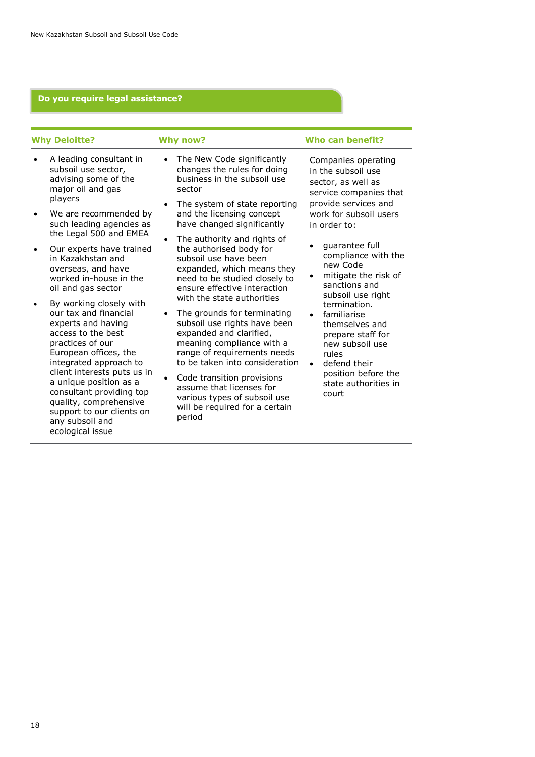## Do you require legal assistance?

### Why Deloitte?

- A leading consultant in subsoil use sector, advising some of the major oil and gas players
- We are recommended by such leading agencies as the Legal 500 and EMEA
- Our experts have trained in Kazakhstan and overseas, and have worked in-house in the oil and gas sector
- By working closely with our tax and financial experts and having access to the best practices of our European offices, the integrated approach to client interests puts us in a unique position as a consultant providing top quality, comprehensive support to our clients on any subsoil and ecological issue

### Why now?

- The New Code significantly changes the rules for doing business in the subsoil use sector
- The system of state reporting and the licensing concept have changed significantly
- The authority and rights of the authorised body for subsoil use have been expanded, which means they need to be studied closely to ensure effective interaction with the state authorities
- The grounds for terminating subsoil use rights have been expanded and clarified, meaning compliance with a range of requirements needs to be taken into consideration
- Code transition provisions assume that licenses for various types of subsoil use will be required for a certain period

### Who can benefit?

Companies operating in the subsoil use sector, as well as service companies that provide services and work for subsoil users in order to:

- guarantee full compliance with the new Code
- mitigate the risk of sanctions and subsoil use right termination.
- familiarise themselves and prepare staff for new subsoil use rules
- defend their position before the state authorities in court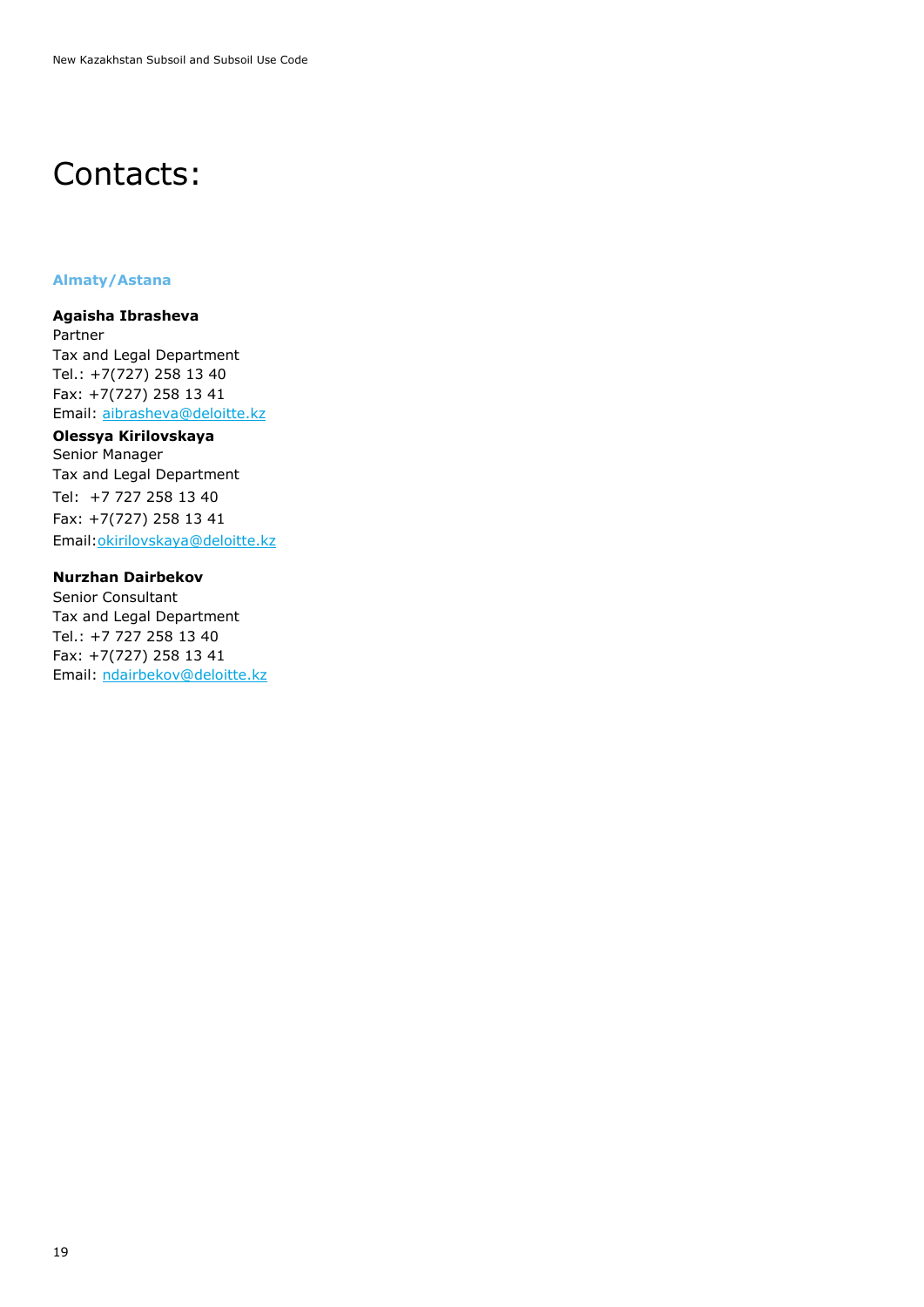# Contacts:

### Almaty/Astana

**Agaisha Ibrasheva**
Partner
Tax and Legal Department
Tel.: +7(727) 258 13 40
Fax: +7(727) 258 13 41
Email: aibrasheva@deloitte.kz

**Olessya Kirilovskaya**
Senior Manager
Tax and Legal Department
Tel: +7 727 258 13 40
Fax: +7(727) 258 13 41
Email:okirilovskaya@deloitte.kz

**Nurzhan Dairbekov**
Senior Consultant
Tax and Legal Department
Tel.: +7 727 258 13 40
Fax: +7(727) 258 13 41
Email: ndairbekov@deloitte.kz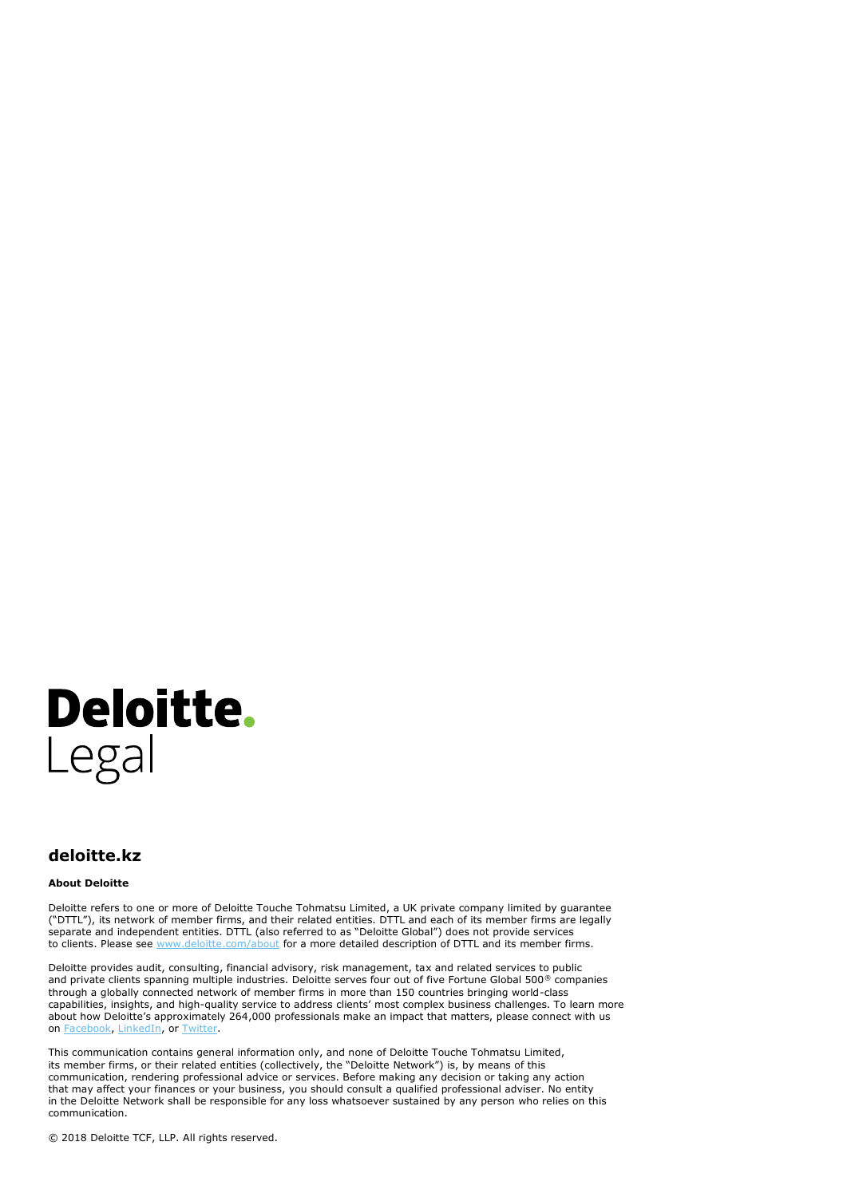Deloitte.
Legal

## deloitte.kz

**About Deloitte**

Deloitte refers to one or more of Deloitte Touche Tohmatsu Limited, a UK private company limited by guarantee ("DTTL"), its network of member firms, and their related entities. DTTL and each of its member firms are legally separate and independent entities. DTTL (also referred to as "Deloitte Global") does not provide services to clients. Please see www.deloitte.com/about for a more detailed description of DTTL and its member firms.

Deloitte provides audit, consulting, financial advisory, risk management, tax and related services to public and private clients spanning multiple industries. Deloitte serves four out of five Fortune Global 500® companies through a globally connected network of member firms in more than 150 countries bringing world-class capabilities, insights, and high-quality service to address clients' most complex business challenges. To learn more about how Deloitte's approximately 264,000 professionals make an impact that matters, please connect with us on Facebook, LinkedIn, or Twitter.

This communication contains general information only, and none of Deloitte Touche Tohmatsu Limited, its member firms, or their related entities (collectively, the "Deloitte Network") is, by means of this communication, rendering professional advice or services. Before making any decision or taking any action that may affect your finances or your business, you should consult a qualified professional adviser. No entity in the Deloitte Network shall be responsible for any loss whatsoever sustained by any person who relies on this communication.

© 2018 Deloitte TCF, LLP. All rights reserved.